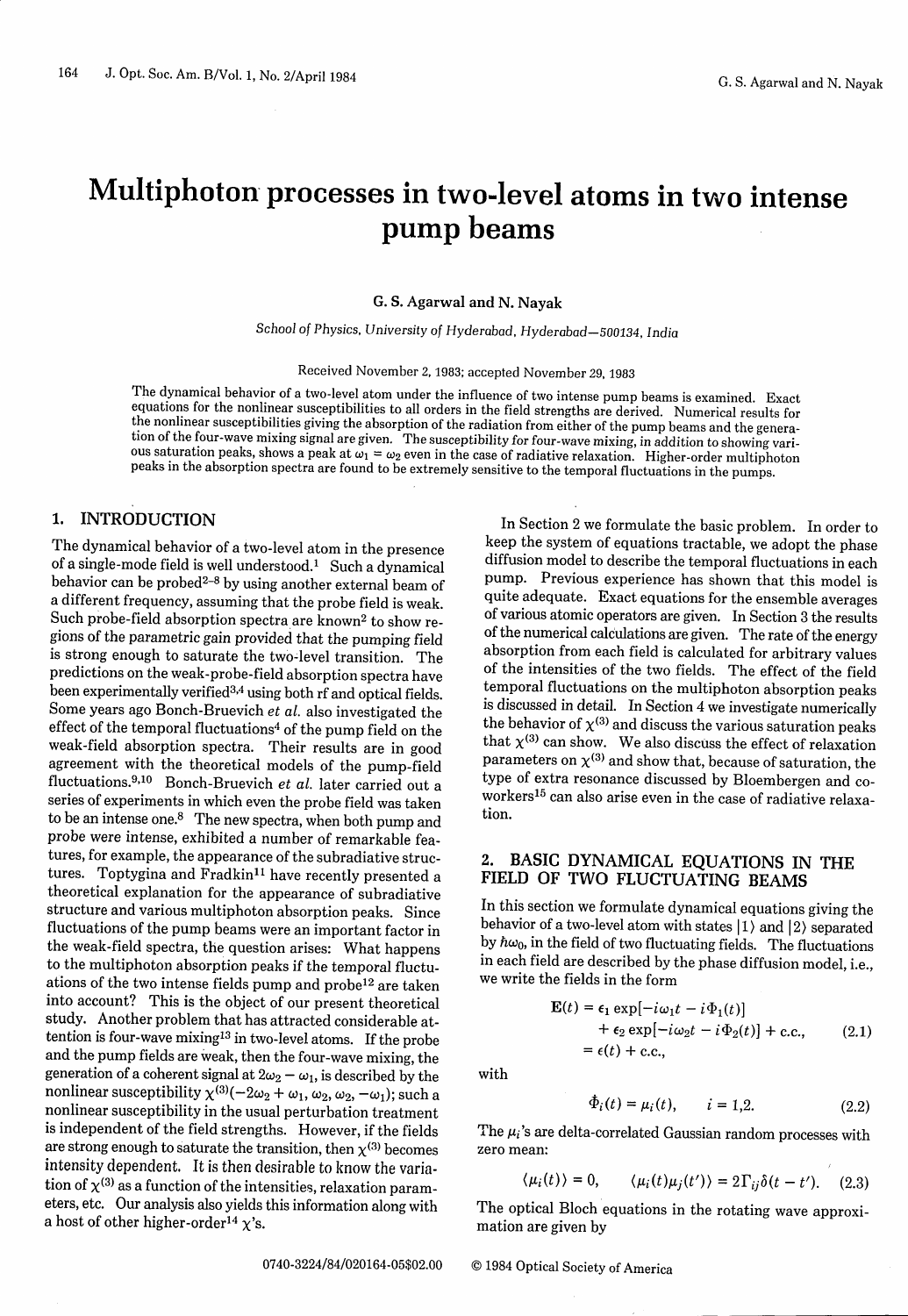# Multiphoton processes in two-level atoms in two intense pump beams

**G. S. Agarwal and N. Nayak**

*School of Physics, University of Hyderabad, Hyderabad—500134, India*

Received November 2, 1983; accepted November 29, 1983

The dynamical behavior of a two-level atom under the influence of two intense pump beams is examined. Exact equations for the nonlinear susceptibilities to all orders in the field strengths are derived. Numerical results for the nonlinear susceptibilities giving the absorption of the radiation from either of the pump beams and the generation of the four-wave mixing signal are given. The susceptibility for four-wave mixing, in addition to showing various saturation peaks, shows a peak at $\omega_1 = \omega_2$ even in the case of radiative relaxation. Higher-order multiphoton peaks in the absorption spectra are found to be extremely sensitive to the temporal fluctuations in the pumps.

## 1. INTRODUCTION

The dynamical behavior of a two-level atom in the presence of a single-mode field is well understood.[1] Such a dynamical behavior can be probed[2–8] by using another external beam of a different frequency, assuming that the probe field is weak. Such probe-field absorption spectra are known[2] to show regions of the parametric gain provided that the pumping field is strong enough to saturate the two-level transition. The predictions on the weak-probe-field absorption spectra have been experimentally verified[3,4] using both rf and optical fields. Some years ago Bonch-Bruevich *et al.* also investigated the effect of the temporal fluctuations[4] of the pump field on the weak-field absorption spectra. Their results are in good agreement with the theoretical models of the pump-field fluctuations.[9,10] Bonch-Bruevich *et al.* later carried out a series of experiments in which even the probe field was taken to be an intense one.[8] The new spectra, when both pump and probe were intense, exhibited a number of remarkable features, for example, the appearance of the subradiative structures. Toptygina and Fradkin[11] have recently presented a theoretical explanation for the appearance of subradiative structure and various multiphoton absorption peaks. Since fluctuations of the pump beams were an important factor in the weak-field spectra, the question arises: What happens to the multiphoton absorption peaks if the temporal fluctuations of the two intense fields pump and probe[12] are taken into account? This is the object of our present theoretical study. Another problem that has attracted considerable attention is four-wave mixing[13] in two-level atoms. If the probe and the pump fields are weak, then the four-wave mixing, the generation of a coherent signal at $2\omega_2 - \omega_1$, is described by the nonlinear susceptibility $\chi^{(3)}(-2\omega_2 + \omega_1, \omega_2, \omega_2, -\omega_1)$; such a nonlinear susceptibility in the usual perturbation treatment is independent of the field strengths. However, if the fields are strong enough to saturate the transition, then $\chi^{(3)}$ becomes intensity dependent. It is then desirable to know the variation of $\chi^{(3)}$ as a function of the intensities, relaxation parameters, etc. Our analysis also yields this information along with a host of other higher-order[14] $\chi$'s.

In Section 2 we formulate the basic problem. In order to keep the system of equations tractable, we adopt the phase diffusion model to describe the temporal fluctuations in each pump. Previous experience has shown that this model is quite adequate. Exact equations for the ensemble averages of various atomic operators are given. In Section 3 the results of the numerical calculations are given. The rate of the energy absorption from each field is calculated for arbitrary values of the intensities of the two fields. The effect of the field temporal fluctuations on the multiphoton absorption peaks is discussed in detail. In Section 4 we investigate numerically the behavior of $\chi^{(3)}$ and discuss the various saturation peaks that $\chi^{(3)}$ can show. We also discuss the effect of relaxation parameters on $\chi^{(3)}$ and show that, because of saturation, the type of extra resonance discussed by Bloembergen and coworkers[15] can also arise even in the case of radiative relaxation.

## 2. BASIC DYNAMICAL EQUATIONS IN THE FIELD OF TWO FLUCTUATING BEAMS

In this section we formulate dynamical equations giving the behavior of a two-level atom with states $|1\rangle$ and $|2\rangle$ separated by $\hbar\omega_0$, in the field of two fluctuating fields. The fluctuations in each field are described by the phase diffusion model, i.e., we write the fields in the form

$$\begin{aligned}\mathbf{E}(t) &= \epsilon_1 \exp[-i\omega_1 t - i\Phi_1(t)] \\ &\quad + \epsilon_2 \exp[-i\omega_2 t - i\Phi_2(t)] + \text{c.c.}, \\ &= \epsilon(t) + \text{c.c.},\end{aligned} \tag{2.1}$$

with

$$\dot{\Phi}_i(t) = \mu_i(t), \qquad i = 1,2. \tag{2.2}$$

The $\mu_i$'s are delta-correlated Gaussian random processes with zero mean:

$$\langle \mu_i(t) \rangle = 0, \qquad \langle \mu_i(t)\mu_j(t') \rangle = 2\Gamma_{ij}\delta(t - t'). \tag{2.3}$$

The optical Bloch equations in the rotating wave approximation are given by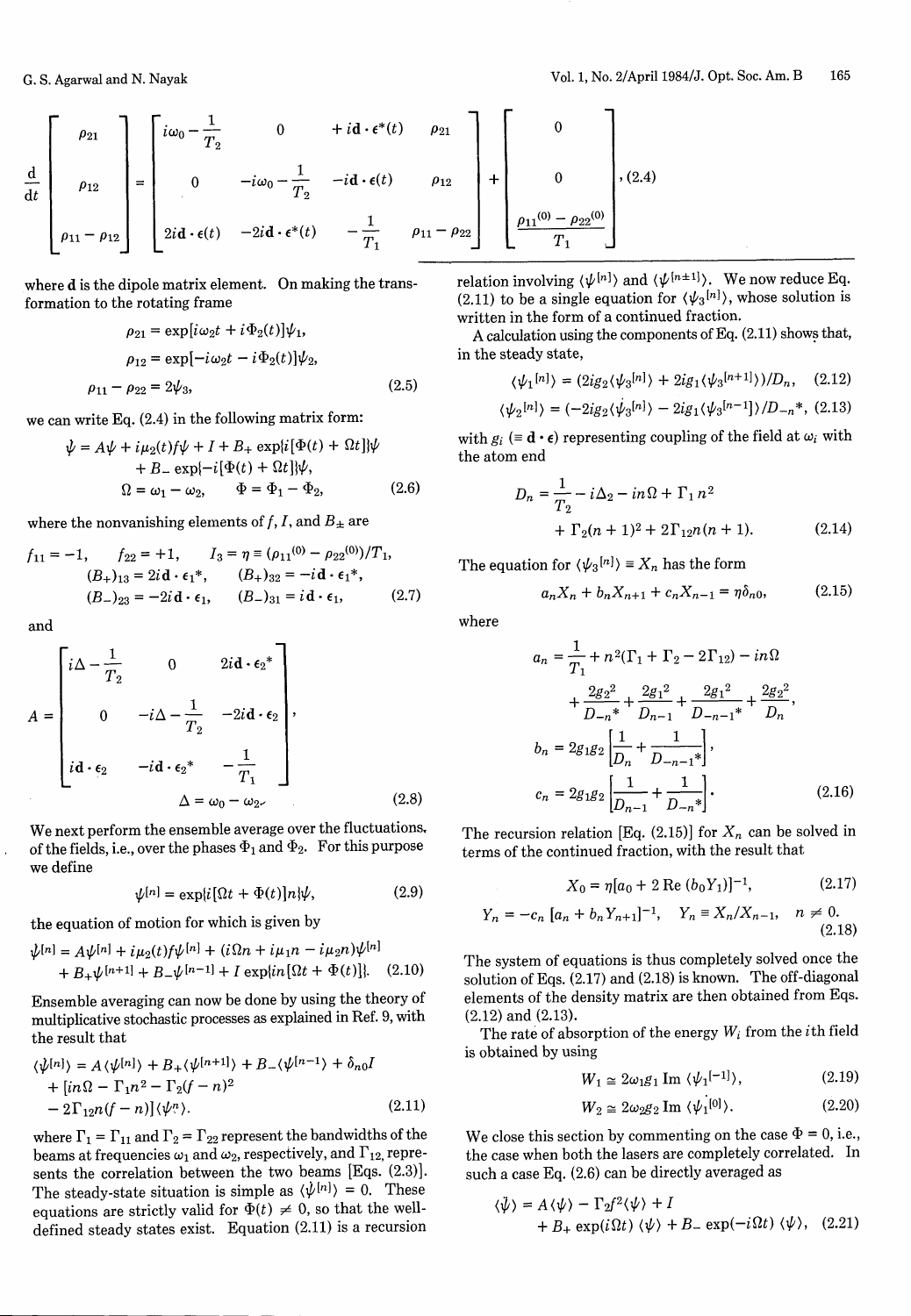$$
\frac{d}{dt}\begin{bmatrix} \rho_{21} \\ \rho_{12} \\ \rho_{11}-\rho_{12} \end{bmatrix} = \begin{bmatrix} i\omega_0 - \dfrac{1}{T_2} & 0 & +i\mathbf{d}\cdot\boldsymbol{\epsilon}^*(t) \\ 0 & -i\omega_0 - \dfrac{1}{T_2} & -i\mathbf{d}\cdot\boldsymbol{\epsilon}(t) \\ 2i\mathbf{d}\cdot\boldsymbol{\epsilon}(t) & -2i\mathbf{d}\cdot\boldsymbol{\epsilon}^*(t) & -\dfrac{1}{T_1} \end{bmatrix} \begin{bmatrix} \rho_{21} \\ \rho_{12} \\ \rho_{11}-\rho_{22} \end{bmatrix} + \begin{bmatrix} 0 \\ 0 \\ \dfrac{\rho_{11}^{(0)}-\rho_{22}^{(0)}}{T_1} \end{bmatrix}, \quad (2.4)
$$

where $\mathbf{d}$ is the dipole matrix element. On making the transformation to the rotating frame

$$
\begin{aligned}
\rho_{21} &= \exp[i\omega_2 t + i\Phi_2(t)]\psi_1, \\
\rho_{12} &= \exp[-i\omega_2 t - i\Phi_2(t)]\psi_2, \\
\rho_{11} - \rho_{22} &= 2\psi_3,
\end{aligned} \quad (2.5)
$$

we can write Eq. (2.4) in the following matrix form:

$$
\begin{aligned}
\dot{\psi} &= A\psi + i\mu_2(t)f\psi + I + B_+ \exp\{i[\Phi(t) + \Omega t]\}\psi \\
&\quad + B_- \exp\{-i[\Phi(t) + \Omega t]\}\psi, \\
\Omega &= \omega_1 - \omega_2, \qquad \Phi = \Phi_1 - \Phi_2,
\end{aligned} \quad (2.6)
$$

where the nonvanishing elements of $f$, $I$, and $B_\pm$ are

$$
\begin{aligned}
f_{11} &= -1, \qquad f_{22} = +1, \qquad I_3 = \eta \equiv (\rho_{11}^{(0)} - \rho_{22}^{(0)})/T_1, \\
(B_+)_{13} &= 2i\mathbf{d}\cdot\boldsymbol{\epsilon}_1^*, \qquad (B_+)_{32} = -i\mathbf{d}\cdot\boldsymbol{\epsilon}_1^*, \\
(B_-)_{23} &= -2i\mathbf{d}\cdot\boldsymbol{\epsilon}_1, \qquad (B_-)_{31} = i\mathbf{d}\cdot\boldsymbol{\epsilon}_1,
\end{aligned} \quad (2.7)
$$

and

$$
A = \begin{bmatrix} i\Delta - \dfrac{1}{T_2} & 0 & 2i\mathbf{d}\cdot\boldsymbol{\epsilon}_2^* \\ 0 & -i\Delta - \dfrac{1}{T_2} & -2i\mathbf{d}\cdot\boldsymbol{\epsilon}_2 \\ i\mathbf{d}\cdot\boldsymbol{\epsilon}_2 & -i\mathbf{d}\cdot\boldsymbol{\epsilon}_2^* & -\dfrac{1}{T_1} \end{bmatrix},
$$

$$
\Delta = \omega_0 - \omega_2. \quad (2.8)
$$

We next perform the ensemble average over the fluctuations, of the fields, i.e., over the phases $\Phi_1$ and $\Phi_2$. For this purpose we define

$$
\psi^{[n]} = \exp\{i[\Omega t + \Phi(t)]n\}\psi, \quad (2.9)
$$

the equation of motion for which is given by

$$
\begin{aligned}
\dot{\psi}^{[n]} &= A\psi^{[n]} + i\mu_2(t)f\psi^{[n]} + (i\Omega n + i\mu_1 n - i\mu_2 n)\psi^{[n]} \\
&\quad + B_+\psi^{[n+1]} + B_-\psi^{[n-1]} + I\exp\{in[\Omega t + \Phi(t)]\}.
\end{aligned} \quad (2.10)
$$

Ensemble averaging can now be done by using the theory of multiplicative stochastic processes as explained in Ref. 9, with the result that

$$
\begin{aligned}
\langle\dot{\psi}^{[n]}\rangle &= A\langle\psi^{[n]}\rangle + B_+\langle\psi^{[n+1]}\rangle + B_-\langle\psi^{[n-1]}\rangle + \delta_{n0}I \\
&\quad + [in\Omega - \Gamma_1 n^2 - \Gamma_2(f-n)^2 \\
&\quad - 2\Gamma_{12}n(f-n)]\langle\psi^{n}\rangle.
\end{aligned} \quad (2.11)
$$

where $\Gamma_1 = \Gamma_{11}$ and $\Gamma_2 = \Gamma_{22}$ represent the bandwidths of the beams at frequencies $\omega_1$ and $\omega_2$, respectively, and $\Gamma_{12}$ represents the correlation between the two beams [Eqs. (2.3)]. The steady-state situation is simple as $\langle\dot{\psi}^{[n]}\rangle = 0$. These equations are strictly valid for $\Phi(t) \neq 0$, so that the well-defined steady states exist. Equation (2.11) is a recursion relation involving $\langle\psi^{[n]}\rangle$ and $\langle\psi^{[n\pm1]}\rangle$. We now reduce Eq. (2.11) to be a single equation for $\langle\psi_3^{[n]}\rangle$, whose solution is written in the form of a continued fraction.

A calculation using the components of Eq. (2.11) shows that, in the steady state,

$$
\langle\psi_1^{[n]}\rangle = (2ig_2\langle\psi_3^{[n]}\rangle + 2ig_1\langle\psi_3^{[n+1]}\rangle)/D_n, \quad (2.12)
$$

$$
\langle\psi_2^{[n]}\rangle = (-2ig_2\langle\psi_3^{[n]}\rangle - 2ig_1\langle\psi_3^{[n-1]}\rangle)/D_{-n}^*, \quad (2.13)
$$

with $g_i$ ($\equiv \mathbf{d}\cdot\boldsymbol{\epsilon}$) representing coupling of the field at $\omega_i$ with the atom end

$$
\begin{aligned}
D_n &= \frac{1}{T_2} - i\Delta_2 - in\Omega + \Gamma_1 n^2 \\
&\quad + \Gamma_2(n+1)^2 + 2\Gamma_{12}n(n+1).
\end{aligned} \quad (2.14)
$$

The equation for $\langle\psi_3^{[n]}\rangle \equiv X_n$ has the form

$$
a_n X_n + b_n X_{n+1} + c_n X_{n-1} = \eta\delta_{n0}, \quad (2.15)
$$

where

$$
\begin{aligned}
a_n &= \frac{1}{T_1} + n^2(\Gamma_1 + \Gamma_2 - 2\Gamma_{12}) - in\Omega \\
&\quad + \frac{2g_2^2}{D_{-n}^*} + \frac{2g_1^2}{D_{n-1}} + \frac{2g_1^2}{D_{-n-1}^*} + \frac{2g_2^2}{D_n}, \\
b_n &= 2g_1 g_2\left[\frac{1}{D_n} + \frac{1}{D_{-n-1}^*}\right], \\
c_n &= 2g_1 g_2\left[\frac{1}{D_{n-1}} + \frac{1}{D_{-n}^*}\right].
\end{aligned} \quad (2.16)
$$

The recursion relation [Eq. (2.15)] for $X_n$ can be solved in terms of the continued fraction, with the result that

$$
X_0 = \eta[a_0 + 2\,\mathrm{Re}\,(b_0 Y_1)]^{-1}, \quad (2.17)
$$

$$
Y_n = -c_n\,[a_n + b_n Y_{n+1}]^{-1}, \quad Y_n \equiv X_n/X_{n-1}, \quad n \neq 0. \quad (2.18)
$$

The system of equations is thus completely solved once the solution of Eqs. (2.17) and (2.18) is known. The off-diagonal elements of the density matrix are then obtained from Eqs. (2.12) and (2.13).

The rate of absorption of the energy $W_i$ from the $i$th field is obtained by using

$$
W_1 \cong 2\omega_1 g_1\,\mathrm{Im}\,\langle\psi_1^{[-1]}\rangle, \quad (2.19)
$$

$$
W_2 \cong 2\omega_2 g_2\,\mathrm{Im}\,\langle\psi_1^{[0]}\rangle. \quad (2.20)
$$

We close this section by commenting on the case $\Phi = 0$, i.e., the case when both the lasers are completely correlated. In such a case Eq. (2.6) can be directly averaged as

$$
\begin{aligned}
\langle\dot{\psi}\rangle &= A\langle\psi\rangle - \Gamma_2 f^2\langle\psi\rangle + I \\
&\quad + B_+\exp(i\Omega t)\,\langle\psi\rangle + B_-\exp(-i\Omega t)\,\langle\psi\rangle,
\end{aligned} \quad (2.21)
$$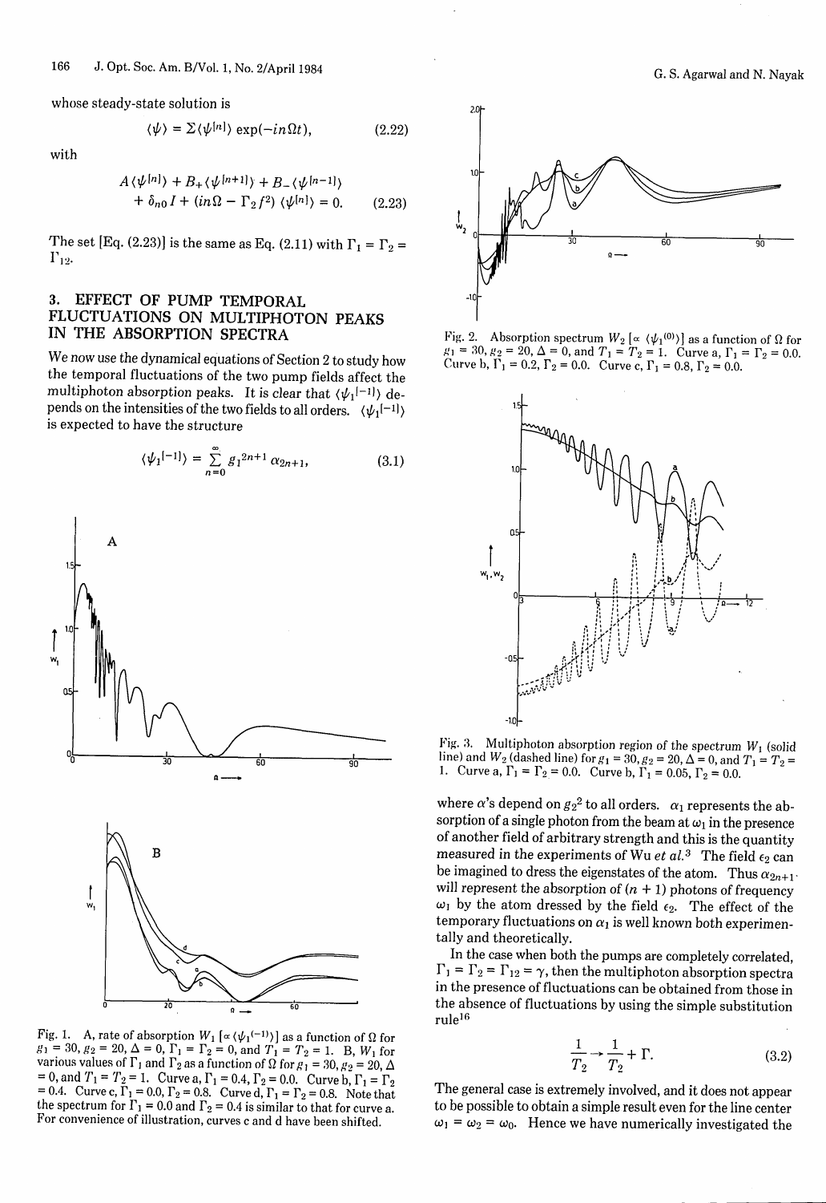whose steady-state solution is

$$\langle \psi \rangle = \Sigma \langle \psi^{[n]} \rangle \exp(-in\Omega t), \tag{2.22}$$

with

$$A\langle \psi^{[n]} \rangle + B_+ \langle \psi^{[n+1]} \rangle + B_- \langle \psi^{[n-1]} \rangle + \delta_{n0} I + (in\Omega - \Gamma_2 f^2) \langle \psi^{[n]} \rangle = 0. \tag{2.23}$$

The set [Eq. (2.23)] is the same as Eq. (2.11) with $\Gamma_1 = \Gamma_2 = \Gamma_{12}$.

## 3. EFFECT OF PUMP TEMPORAL FLUCTUATIONS ON MULTIPHOTON PEAKS IN THE ABSORPTION SPECTRA

We now use the dynamical equations of Section 2 to study how the temporal fluctuations of the two pump fields affect the multiphoton absorption peaks. It is clear that $\langle \psi_1^{[-1]} \rangle$ depends on the intensities of the two fields to all orders. $\langle \psi_1^{[-1]} \rangle$ is expected to have the structure

$$\langle \psi_1^{[-1]} \rangle = \sum_{n=0}^{\infty} g_1^{2n+1} \alpha_{2n+1}, \tag{3.1}$$

Fig. 1. A, rate of absorption $W_1$ [$\propto \langle \psi_1^{(-1)} \rangle$] as a function of $\Omega$ for $g_1 = 30$, $g_2 = 20$, $\Delta = 0$, $\Gamma_1 = \Gamma_2 = 0$, and $T_1 = T_2 = 1$. B, $W_1$ for various values of $\Gamma_1$ and $\Gamma_2$ as a function of $\Omega$ for $g_1 = 30$, $g_2 = 20$, $\Delta = 0$, and $T_1 = T_2 = 1$. Curve a, $\Gamma_1 = 0.4$, $\Gamma_2 = 0.0$. Curve b, $\Gamma_1 = \Gamma_2 = 0.4$. Curve c, $\Gamma_1 = 0.0$, $\Gamma_2 = 0.8$. Curve d, $\Gamma_1 = \Gamma_2 = 0.8$. Note that the spectrum for $\Gamma_1 = 0.0$ and $\Gamma_2 = 0.4$ is similar to that for curve a. For convenience of illustration, curves c and d have been shifted.

Fig. 2. Absorption spectrum $W_2$ [$\propto \langle \psi_1^{(0)} \rangle$] as a function of $\Omega$ for $g_1 = 30$, $g_2 = 20$, $\Delta = 0$, and $T_1 = T_2 = 1$. Curve a, $\Gamma_1 = \Gamma_2 = 0.0$. Curve b, $\Gamma_1 = 0.2$, $\Gamma_2 = 0.0$. Curve c, $\Gamma_1 = 0.8$, $\Gamma_2 = 0.0$.

Fig. 3. Multiphoton absorption region of the spectrum $W_1$ (solid line) and $W_2$ (dashed line) for $g_1 = 30$, $g_2 = 20$, $\Delta = 0$, and $T_1 = T_2 = 1$. Curve a, $\Gamma_1 = \Gamma_2 = 0.0$. Curve b, $\Gamma_1 = 0.05$, $\Gamma_2 = 0.0$.

where $\alpha$'s depend on $g_2^2$ to all orders. $\alpha_1$ represents the absorption of a single photon from the beam at $\omega_1$ in the presence of another field of arbitrary strength and this is the quantity measured in the experiments of Wu *et al.*[3] The field $\epsilon_2$ can be imagined to dress the eigenstates of the atom. Thus $\alpha_{2n+1}$ will represent the absorption of $(n + 1)$ photons of frequency $\omega_1$ by the atom dressed by the field $\epsilon_2$. The effect of the temporary fluctuations on $\alpha_1$ is well known both experimentally and theoretically.

In the case when both the pumps are completely correlated, $\Gamma_1 = \Gamma_2 = \Gamma_{12} = \gamma$, then the multiphoton absorption spectra in the presence of fluctuations can be obtained from those in the absence of fluctuations by using the simple substitution rule[16]

$$\frac{1}{T_2} \to \frac{1}{T_2} + \Gamma. \tag{3.2}$$

The general case is extremely involved, and it does not appear to be possible to obtain a simple result even for the line center $\omega_1 = \omega_2 = \omega_0$. Hence we have numerically investigated the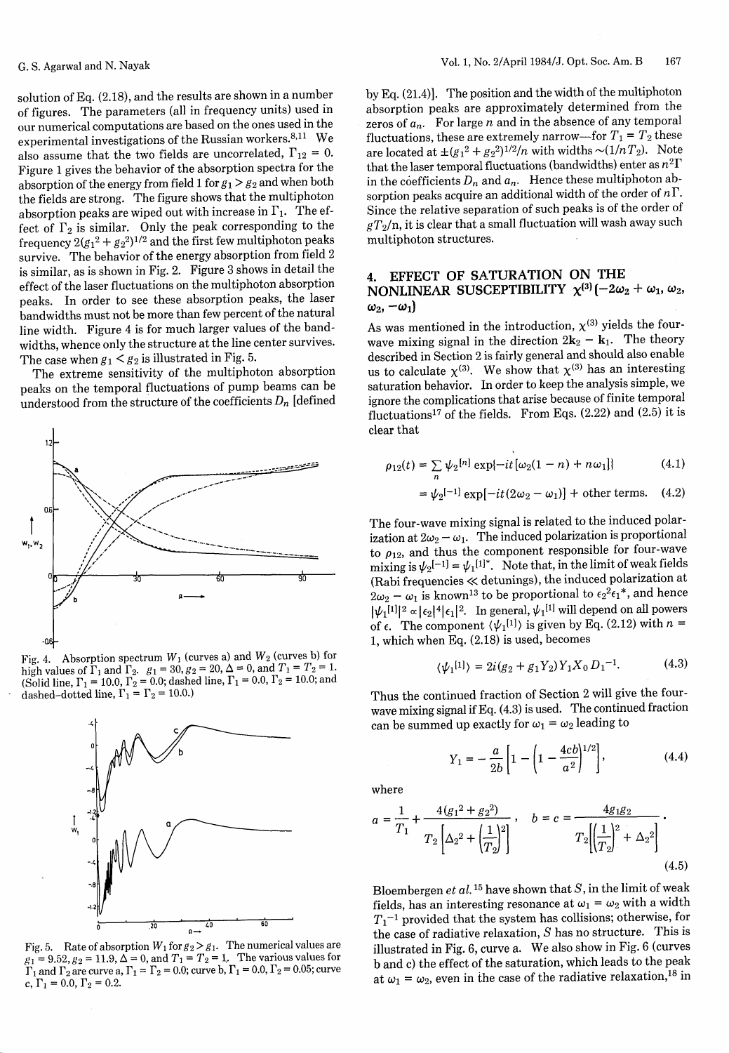solution of Eq. (2.18), and the results are shown in a number of figures. The parameters (all in frequency units) used in our numerical computations are based on the ones used in the experimental investigations of the Russian workers.[8,11] We also assume that the two fields are uncorrelated, $\Gamma_{12} = 0$. Figure 1 gives the behavior of the absorption spectra for the absorption of the energy from field 1 for $g_1 > g_2$ and when both the fields are strong. The figure shows that the multiphoton absorption peaks are wiped out with increase in $\Gamma_1$. The effect of $\Gamma_2$ is similar. Only the peak corresponding to the frequency $2(g_1^2 + g_2^2)^{1/2}$ and the first few multiphoton peaks survive. The behavior of the energy absorption from field 2 is similar, as is shown in Fig. 2. Figure 3 shows in detail the effect of the laser fluctuations on the multiphoton absorption peaks. In order to see these absorption peaks, the laser bandwidths must not be more than few percent of the natural line width. Figure 4 is for much larger values of the bandwidths, whence only the structure at the line center survives. The case when $g_1 < g_2$ is illustrated in Fig. 5.

The extreme sensitivity of the multiphoton absorption peaks on the temporal fluctuations of pump beams can be understood from the structure of the coefficients $D_n$ [defined by Eq. (21.4)]. The position and the width of the multiphoton absorption peaks are approximately determined from the zeros of $a_n$. For large $n$ and in the absence of any temporal fluctuations, these are extremely narrow—for $T_1 = T_2$ these are located at $\pm(g_1^2 + g_2^2)^{1/2}/n$ with widths $\sim(1/nT_2)$. Note that the laser temporal fluctuations (bandwidths) enter as $n^2\Gamma$ in the coefficients $D_n$ and $a_n$. Hence these multiphoton absorption peaks acquire an additional width of the order of $n\Gamma$. Since the relative separation of such peaks is of the order of $gT_2/n$, it is clear that a small fluctuation will wash away such multiphoton structures.

Fig. 4. Absorption spectrum $W_1$ (curves a) and $W_2$ (curves b) for high values of $\Gamma_1$ and $\Gamma_2$. $g_1 = 30, g_2 = 20, \Delta = 0$, and $T_1 = T_2 = 1$. (Solid line, $\Gamma_1 = 10.0, \Gamma_2 = 0.0$; dashed line, $\Gamma_1 = 0.0, \Gamma_2 = 10.0$; and dashed-dotted line, $\Gamma_1 = \Gamma_2 = 10.0$.)

Fig. 5. Rate of absorption $W_1$ for $g_2 > g_1$. The numerical values are $g_1 = 9.52, g_2 = 11.9, \Delta = 0$, and $T_1 = T_2 = 1$. The various values for $\Gamma_1$ and $\Gamma_2$ are curve a, $\Gamma_1 = \Gamma_2 = 0.0$; curve b, $\Gamma_1 = 0.0, \Gamma_2 = 0.05$; curve c, $\Gamma_1 = 0.0, \Gamma_2 = 0.2$.

## 4. EFFECT OF SATURATION ON THE NONLINEAR SUSCEPTIBILITY $\chi^{(3)}(-2\omega_2 + \omega_1, \omega_2, \omega_2, -\omega_1)$

As was mentioned in the introduction, $\chi^{(3)}$ yields the four-wave mixing signal in the direction $2\mathbf{k}_2 - \mathbf{k}_1$. The theory described in Section 2 is fairly general and should also enable us to calculate $\chi^{(3)}$. We show that $\chi^{(3)}$ has an interesting saturation behavior. In order to keep the analysis simple, we ignore the complications that arise because of finite temporal fluctuations[17] of the fields. From Eqs. (2.22) and (2.5) it is clear that

$$\rho_{12}(t) = \sum_n \psi_2^{[n]} \exp\{-it[\omega_2(1-n) + n\omega_1]\} \tag{4.1}$$

$$= \psi_2^{[-1]} \exp[-it(2\omega_2 - \omega_1)] + \text{other terms.} \tag{4.2}$$

The four-wave mixing signal is related to the induced polarization at $2\omega_2 - \omega_1$. The induced polarization is proportional to $\rho_{12}$, and thus the component responsible for four-wave mixing is $\psi_2^{[-1]} = \psi_1^{[1]*}$. Note that, in the limit of weak fields (Rabi frequencies $\ll$ detunings), the induced polarization at $2\omega_2 - \omega_1$ is known[13] to be proportional to $\epsilon_2^2\epsilon_1^*$, and hence $|\psi_1^{[1]}|^2 \propto |\epsilon_2|^4|\epsilon_1|^2$. In general, $\psi_1^{[1]}$ will depend on all powers of $\epsilon$. The component $\langle\psi_1^{[1]}\rangle$ is given by Eq. (2.12) with $n = 1$, which when Eq. (2.18) is used, becomes

$$\langle\psi_1^{[1]}\rangle = 2i(g_2 + g_1Y_2)Y_1X_0D_1^{-1}. \tag{4.3}$$

Thus the continued fraction of Section 2 will give the four-wave mixing signal if Eq. (4.3) is used. The continued fraction can be summed up exactly for $\omega_1 = \omega_2$ leading to

$$Y_1 = -\frac{a}{2b}\left[1 - \left(1 - \frac{4cb}{a^2}\right)^{1/2}\right], \tag{4.4}$$

where

$$a = \frac{1}{T_1} + \frac{4(g_1^2 + g_2^2)}{T_2\left[\Delta^2 + \left(\frac{1}{T_2}\right)^2\right]}, \quad b = c = \frac{4g_1g_2}{T_2\left[\left(\frac{1}{T_2}\right)^2 + \Delta^2\right]}. \tag{4.5}$$

Bloembergen *et al.*[15] have shown that $S$, in the limit of weak fields, has an interesting resonance at $\omega_1 = \omega_2$ with a width $T_1^{-1}$ provided that the system has collisions; otherwise, for the case of radiative relaxation, $S$ has no structure. This is illustrated in Fig. 6, curve a. We also show in Fig. 6 (curves b and c) the effect of the saturation, which leads to the peak at $\omega_1 = \omega_2$, even in the case of the radiative relaxation,[18] in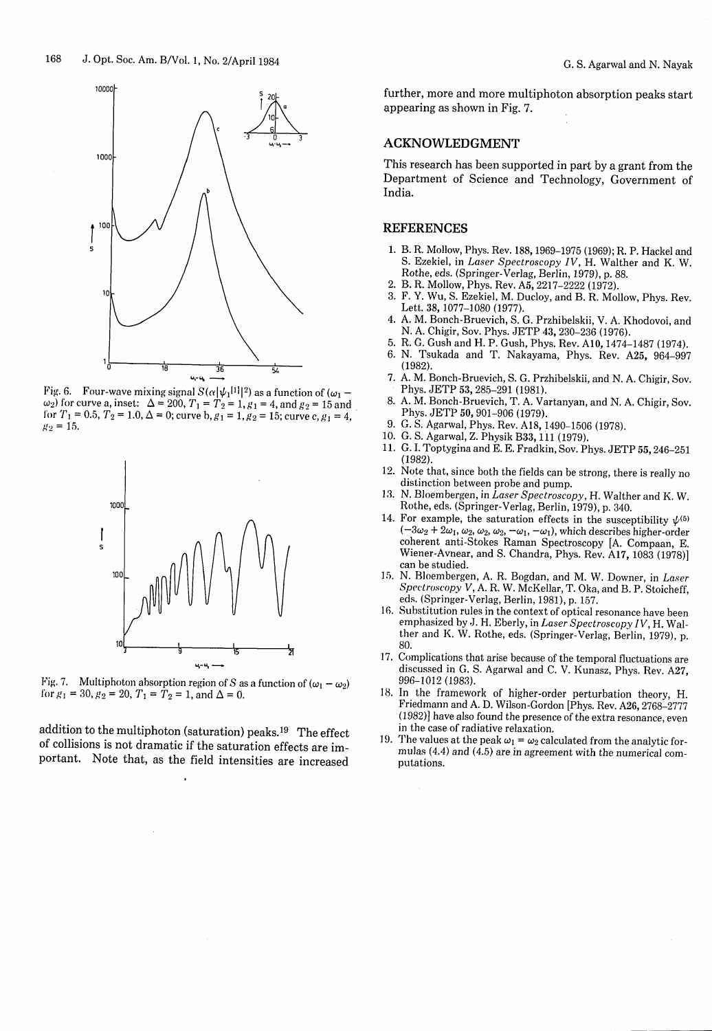10000

1000

100

S

10

1

0 18 36 54

$\omega_1-\omega_2$ ⟶

S 20 a 10 6 -3 0 3 $\omega_1-\omega_2$ ⟶

c

b

Fig. 6. Four-wave mixing signal $S(\alpha|\psi_1^{(1)}|^2)$ as a function of $(\omega_1 - \omega_2)$ for curve a, inset: $\Delta = 200$, $T_1 = T_2 = 1$, $g_1 = 4$, and $g_2 = 15$ and for $T_1 = 0.5$, $T_2 = 1.0$, $\Delta = 0$; curve b, $g_1 = 1$, $g_2 = 15$; curve c, $g_1 = 4$, $g_2 = 15$.

1000

S

100

10

3 9 15 21

$\omega_1-\omega_2$ ⟶

Fig. 7. Multiphoton absorption region of $S$ as a function of $(\omega_1 - \omega_2)$ for $g_1 = 30$, $g_2 = 20$, $T_1 = T_2 = 1$, and $\Delta = 0$.

addition to the multiphoton (saturation) peaks.[19] The effect of collisions is not dramatic if the saturation effects are important. Note that, as the field intensities are increased further, more and more multiphoton absorption peaks start appearing as shown in Fig. 7.

## ACKNOWLEDGMENT

This research has been supported in part by a grant from the Department of Science and Technology, Government of India.

## REFERENCES

1. B. R. Mollow, Phys. Rev. 188, 1969–1975 (1969); R. P. Hackel and S. Ezekiel, in *Laser Spectroscopy IV*, H. Walther and K. W. Rothe, eds. (Springer-Verlag, Berlin, 1979), p. 88.
2. B. R. Mollow, Phys. Rev. A5, 2217–2222 (1972).
3. F. Y. Wu, S. Ezekiel, M. Ducloy, and B. R. Mollow, Phys. Rev. Lett. 38, 1077–1080 (1977).
4. A. M. Bonch-Bruevich, S. G. Przhibelskii, V. A. Khodovoi, and N. A. Chigir, Sov. Phys. JETP 43, 230–236 (1976).
5. R. G. Gush and H. P. Gush, Phys. Rev. A10, 1474–1487 (1974).
6. N. Tsukada and T. Nakayama, Phys. Rev. A25, 964–997 (1982).
7. A. M. Bonch-Bruevich, S. G. Przhibelskii, and N. A. Chigir, Sov. Phys. JETP 53, 285–291 (1981).
8. A. M. Bonch-Bruevich, T. A. Vartanyan, and N. A. Chigir, Sov. Phys. JETP 50, 901–906 (1979).
9. G. S. Agarwal, Phys. Rev. A18, 1490–1506 (1978).
10. G. S. Agarwal, Z. Physik B33, 111 (1979).
11. G. I. Toptygina and E. E. Fradkin, Sov. Phys. JETP 55, 246–251 (1982).
12. Note that, since both the fields can be strong, there is really no distinction between probe and pump.
13. N. Bloembergen, in *Laser Spectroscopy*, H. Walther and K. W. Rothe, eds. (Springer-Verlag, Berlin, 1979), p. 340.
14. For example, the saturation effects in the susceptibility $\chi^{(5)}$ $(-3\omega_2 + 2\omega_1, \omega_2, \omega_2, \omega_2, -\omega_1, -\omega_1)$, which describes higher-order coherent anti-Stokes Raman Spectroscopy [A. Compaan, E. Wiener-Avnear, and S. Chandra, Phys. Rev. A17, 1083 (1978)] can be studied.
15. N. Bloembergen, A. R. Bogdan, and M. W. Downer, in *Laser Spectroscopy V*, A. R. W. McKellar, T. Oka, and B. P. Stoicheff, eds. (Springer-Verlag, Berlin, 1981), p. 157.
16. Substitution rules in the context of optical resonance have been emphasized by J. H. Eberly, in *Laser Spectroscopy IV*, H. Walther and K. W. Rothe, eds. (Springer-Verlag, Berlin, 1979), p. 80.
17. Complications that arise because of the temporal fluctuations are discussed in G. S. Agarwal and C. V. Kunasz, Phys. Rev. A27, 996–1012 (1983).
18. In the framework of higher-order perturbation theory, H. Friedmann and A. D. Wilson-Gordon [Phys. Rev. A26, 2768–2777 (1982)] have also found the presence of the extra resonance, even in the case of radiative relaxation.
19. The values at the peak $\omega_1 = \omega_2$ calculated from the analytic formulas (4.4) and (4.5) are in agreement with the numerical computations.